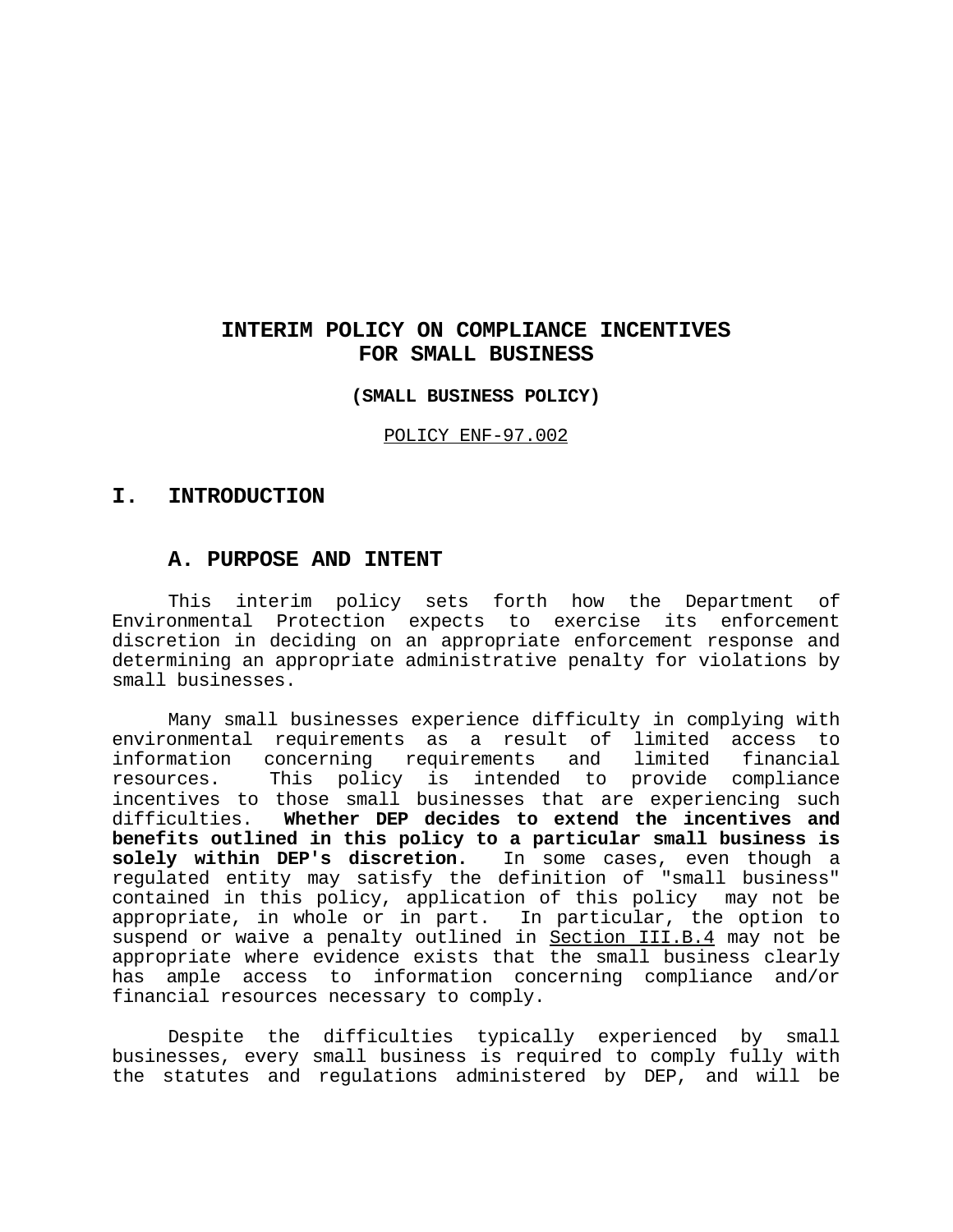# INTERIM POLICY ON COMPLIANCE INCENTIVES FOR SMALL BUSINESS

**(SMALL BUSINESS POLICY)**

POLICY ENF-97.002

## I. INTRODUCTION

### A. PURPOSE AND INTENT

This interim policy sets forth how the Department of Environmental Protection expects to exercise its enforcement discretion in deciding on an appropriate enforcement response and determining an appropriate administrative penalty for violations by small businesses.

Many small businesses experience difficulty in complying with environmental requirements as a result of limited access to information concerning requirements and limited financial resources. This policy is intended to provide compliance incentives to those small businesses that are experiencing such difficulties. **Whether DEP decides to extend the incentives and benefits outlined in this policy to a particular small business is solely within DEP's discretion.** In some cases, even though a regulated entity may satisfy the definition of "small business" contained in this policy, application of this policy may not be appropriate, in whole or in part. In particular, the option to suspend or waive a penalty outlined in Section III.B.4 may not be appropriate where evidence exists that the small business clearly has ample access to information concerning compliance and/or financial resources necessary to comply.

Despite the difficulties typically experienced by small businesses, every small business is required to comply fully with the statutes and regulations administered by DEP, and will be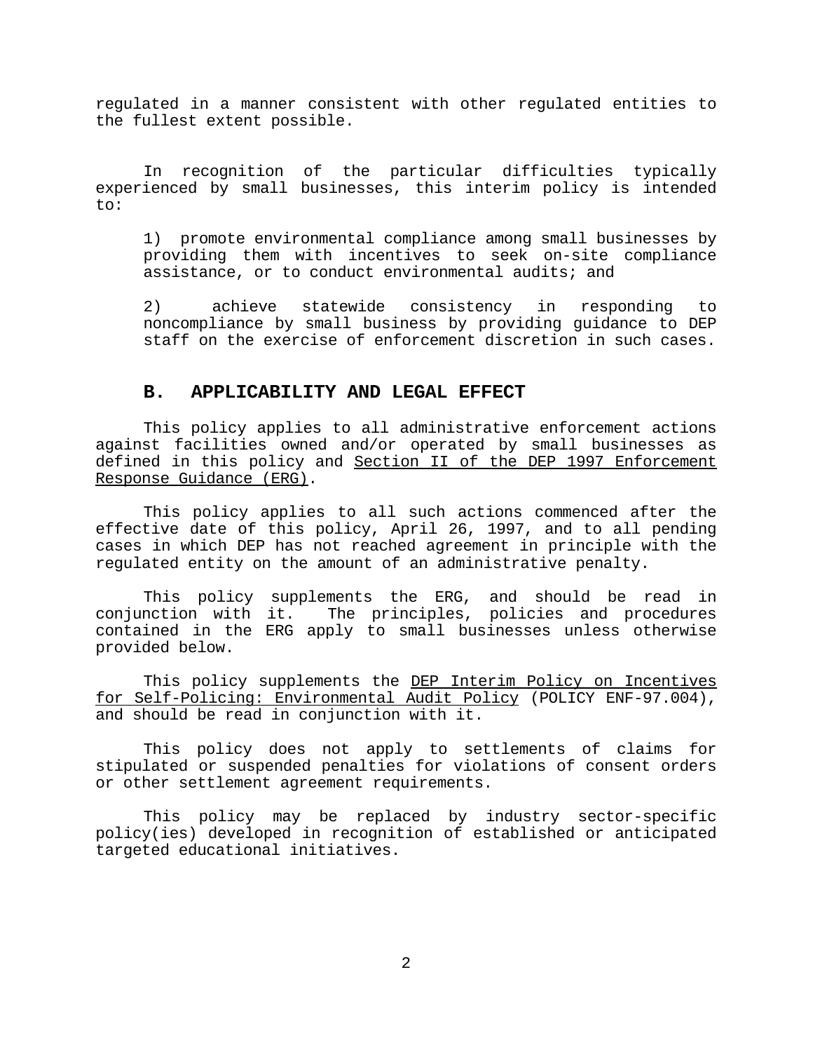regulated in a manner consistent with other regulated entities to the fullest extent possible.

In recognition of the particular difficulties typically experienced by small businesses, this interim policy is intended to:

1) promote environmental compliance among small businesses by providing them with incentives to seek on-site compliance assistance, or to conduct environmental audits; and

2) achieve statewide consistency in responding to noncompliance by small business by providing guidance to DEP staff on the exercise of enforcement discretion in such cases.

## B. APPLICABILITY AND LEGAL EFFECT

This policy applies to all administrative enforcement actions against facilities owned and/or operated by small businesses as defined in this policy and Section II of the DEP 1997 Enforcement Response Guidance (ERG).

This policy applies to all such actions commenced after the effective date of this policy, April 26, 1997, and to all pending cases in which DEP has not reached agreement in principle with the regulated entity on the amount of an administrative penalty.

This policy supplements the ERG, and should be read in conjunction with it. The principles, policies and procedures contained in the ERG apply to small businesses unless otherwise provided below.

This policy supplements the DEP Interim Policy on Incentives for Self-Policing: Environmental Audit Policy (POLICY ENF-97.004), and should be read in conjunction with it.

This policy does not apply to settlements of claims for stipulated or suspended penalties for violations of consent orders or other settlement agreement requirements.

This policy may be replaced by industry sector-specific policy(ies) developed in recognition of established or anticipated targeted educational initiatives.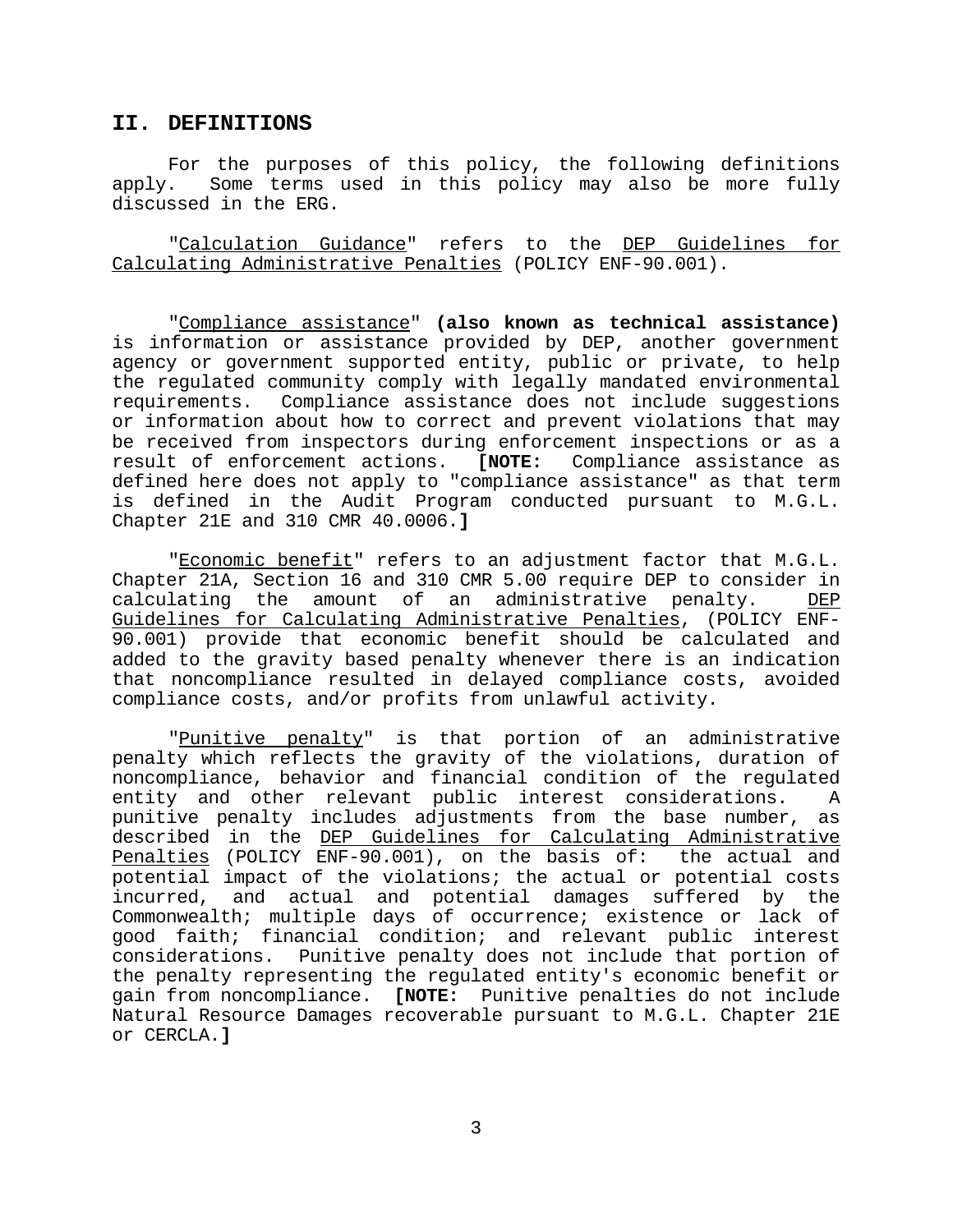## II. DEFINITIONS

For the purposes of this policy, the following definitions apply. Some terms used in this policy may also be more fully discussed in the ERG.

"Calculation Guidance" refers to the DEP Guidelines for Calculating Administrative Penalties (POLICY ENF-90.001).

"Compliance assistance" **(also known as technical assistance)** is information or assistance provided by DEP, another government agency or government supported entity, public or private, to help the regulated community comply with legally mandated environmental requirements. Compliance assistance does not include suggestions or information about how to correct and prevent violations that may be received from inspectors during enforcement inspections or as a result of enforcement actions. **[NOTE:** Compliance assistance as defined here does not apply to "compliance assistance" as that term is defined in the Audit Program conducted pursuant to M.G.L. Chapter 21E and 310 CMR 40.0006.**]**

"Economic benefit" refers to an adjustment factor that M.G.L. Chapter 21A, Section 16 and 310 CMR 5.00 require DEP to consider in calculating the amount of an administrative penalty. DEP Guidelines for Calculating Administrative Penalties, (POLICY ENF-90.001) provide that economic benefit should be calculated and added to the gravity based penalty whenever there is an indication that noncompliance resulted in delayed compliance costs, avoided compliance costs, and/or profits from unlawful activity.

"Punitive penalty" is that portion of an administrative penalty which reflects the gravity of the violations, duration of noncompliance, behavior and financial condition of the regulated entity and other relevant public interest considerations. A punitive penalty includes adjustments from the base number, as described in the DEP Guidelines for Calculating Administrative Penalties (POLICY ENF-90.001), on the basis of: the actual and potential impact of the violations; the actual or potential costs incurred, and actual and potential damages suffered by the Commonwealth; multiple days of occurrence; existence or lack of good faith; financial condition; and relevant public interest considerations. Punitive penalty does not include that portion of the penalty representing the regulated entity's economic benefit or gain from noncompliance. **[NOTE:** Punitive penalties do not include Natural Resource Damages recoverable pursuant to M.G.L. Chapter 21E or CERCLA.**]**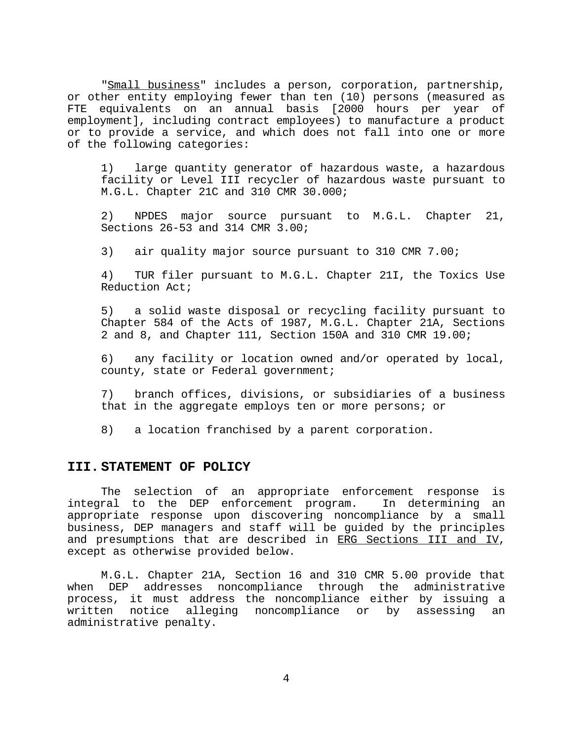"<u>Small business</u>" includes a person, corporation, partnership, or other entity employing fewer than ten (10) persons (measured as FTE equivalents on an annual basis [2000 hours per year of employment], including contract employees) to manufacture a product or to provide a service, and which does not fall into one or more of the following categories:

1) large quantity generator of hazardous waste, a hazardous facility or Level III recycler of hazardous waste pursuant to M.G.L. Chapter 21C and 310 CMR 30.000;

2) NPDES major source pursuant to M.G.L. Chapter 21, Sections 26-53 and 314 CMR 3.00;

3) air quality major source pursuant to 310 CMR 7.00;

4) TUR filer pursuant to M.G.L. Chapter 21I, the Toxics Use Reduction Act;

5) a solid waste disposal or recycling facility pursuant to Chapter 584 of the Acts of 1987, M.G.L. Chapter 21A, Sections 2 and 8, and Chapter 111, Section 150A and 310 CMR 19.00;

6) any facility or location owned and/or operated by local, county, state or Federal government;

7) branch offices, divisions, or subsidiaries of a business that in the aggregate employs ten or more persons; or

8) a location franchised by a parent corporation.

## III. STATEMENT OF POLICY

The selection of an appropriate enforcement response is integral to the DEP enforcement program. In determining an appropriate response upon discovering noncompliance by a small business, DEP managers and staff will be guided by the principles and presumptions that are described in <u>ERG Sections III and IV</u>, except as otherwise provided below.

M.G.L. Chapter 21A, Section 16 and 310 CMR 5.00 provide that when DEP addresses noncompliance through the administrative process, it must address the noncompliance either by issuing a written notice alleging noncompliance or by assessing an administrative penalty.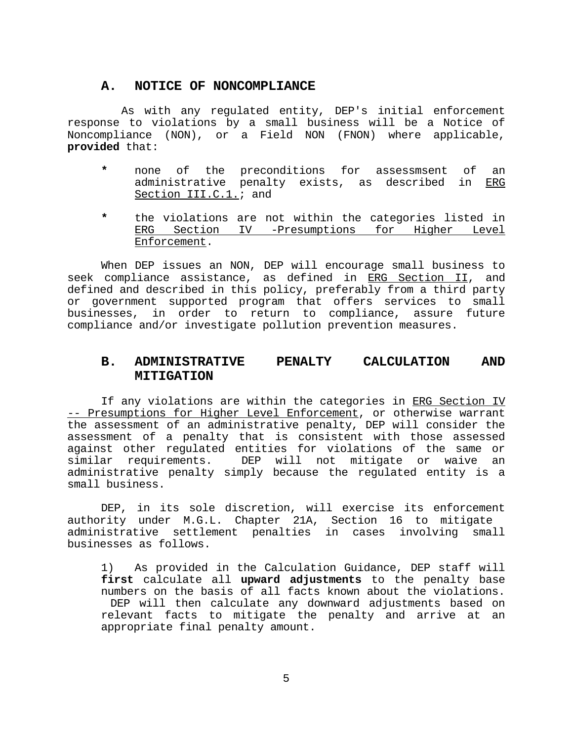## A. NOTICE OF NONCOMPLIANCE

As with any regulated entity, DEP's initial enforcement response to violations by a small business will be a Notice of Noncompliance (NON), or a Field NON (FNON) where applicable, **provided** that:

- none of the preconditions for assessmsent of an administrative penalty exists, as described in ERG Section III.C.1.; and

- the violations are not within the categories listed in ERG Section IV -Presumptions for Higher Level Enforcement.

When DEP issues an NON, DEP will encourage small business to seek compliance assistance, as defined in ERG Section II, and defined and described in this policy, preferably from a third party or government supported program that offers services to small businesses, in order to return to compliance, assure future compliance and/or investigate pollution prevention measures.

## B. ADMINISTRATIVE PENALTY CALCULATION AND MITIGATION

If any violations are within the categories in ERG Section IV -- Presumptions for Higher Level Enforcement, or otherwise warrant the assessment of an administrative penalty, DEP will consider the assessment of a penalty that is consistent with those assessed against other regulated entities for violations of the same or similar requirements. DEP will not mitigate or waive an administrative penalty simply because the regulated entity is a small business.

DEP, in its sole discretion, will exercise its enforcement authority under M.G.L. Chapter 21A, Section 16 to mitigate administrative settlement penalties in cases involving small businesses as follows.

1) As provided in the Calculation Guidance, DEP staff will **first** calculate all **upward adjustments** to the penalty base numbers on the basis of all facts known about the violations. DEP will then calculate any downward adjustments based on relevant facts to mitigate the penalty and arrive at an appropriate final penalty amount.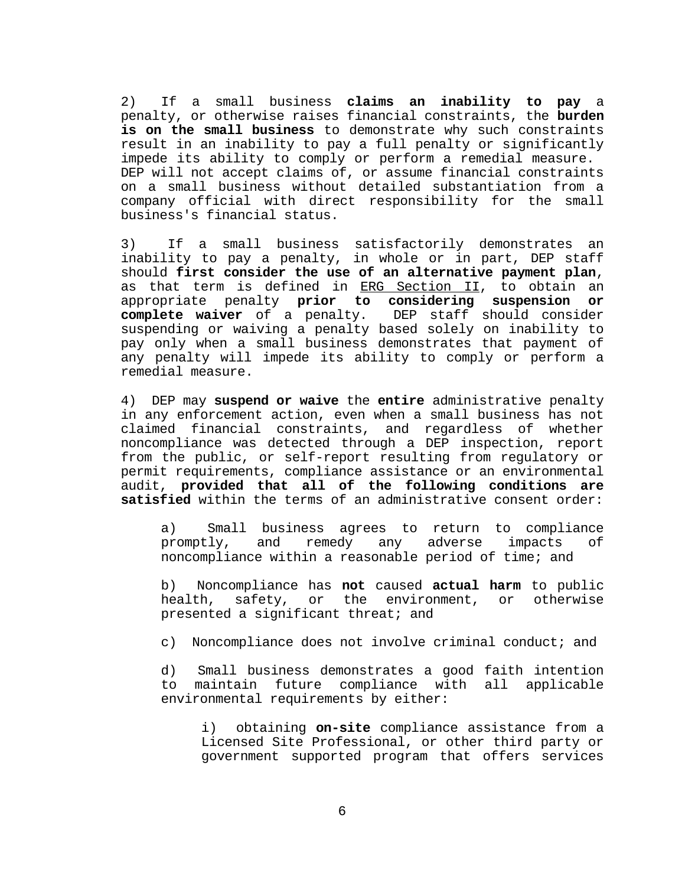2) If a small business **claims an inability to pay** a penalty, or otherwise raises financial constraints, the **burden is on the small business** to demonstrate why such constraints result in an inability to pay a full penalty or significantly impede its ability to comply or perform a remedial measure. DEP will not accept claims of, or assume financial constraints on a small business without detailed substantiation from a company official with direct responsibility for the small business's financial status.

3) If a small business satisfactorily demonstrates an inability to pay a penalty, in whole or in part, DEP staff should **first consider the use of an alternative payment plan**, as that term is defined in ERG Section II, to obtain an appropriate penalty **prior to considering suspension or complete waiver** of a penalty. DEP staff should consider suspending or waiving a penalty based solely on inability to pay only when a small business demonstrates that payment of any penalty will impede its ability to comply or perform a remedial measure.

4) DEP may **suspend or waive** the **entire** administrative penalty in any enforcement action, even when a small business has not claimed financial constraints, and regardless of whether noncompliance was detected through a DEP inspection, report from the public, or self-report resulting from regulatory or permit requirements, compliance assistance or an environmental audit, **provided that all of the following conditions are satisfied** within the terms of an administrative consent order:

> a) Small business agrees to return to compliance promptly, and remedy any adverse impacts of noncompliance within a reasonable period of time; and
>
> b) Noncompliance has **not** caused **actual harm** to public health, safety, or the environment, or otherwise presented a significant threat; and
>
> c) Noncompliance does not involve criminal conduct; and
>
> d) Small business demonstrates a good faith intention to maintain future compliance with all applicable environmental requirements by either:
>
> > i) obtaining **on-site** compliance assistance from a Licensed Site Professional, or other third party or government supported program that offers services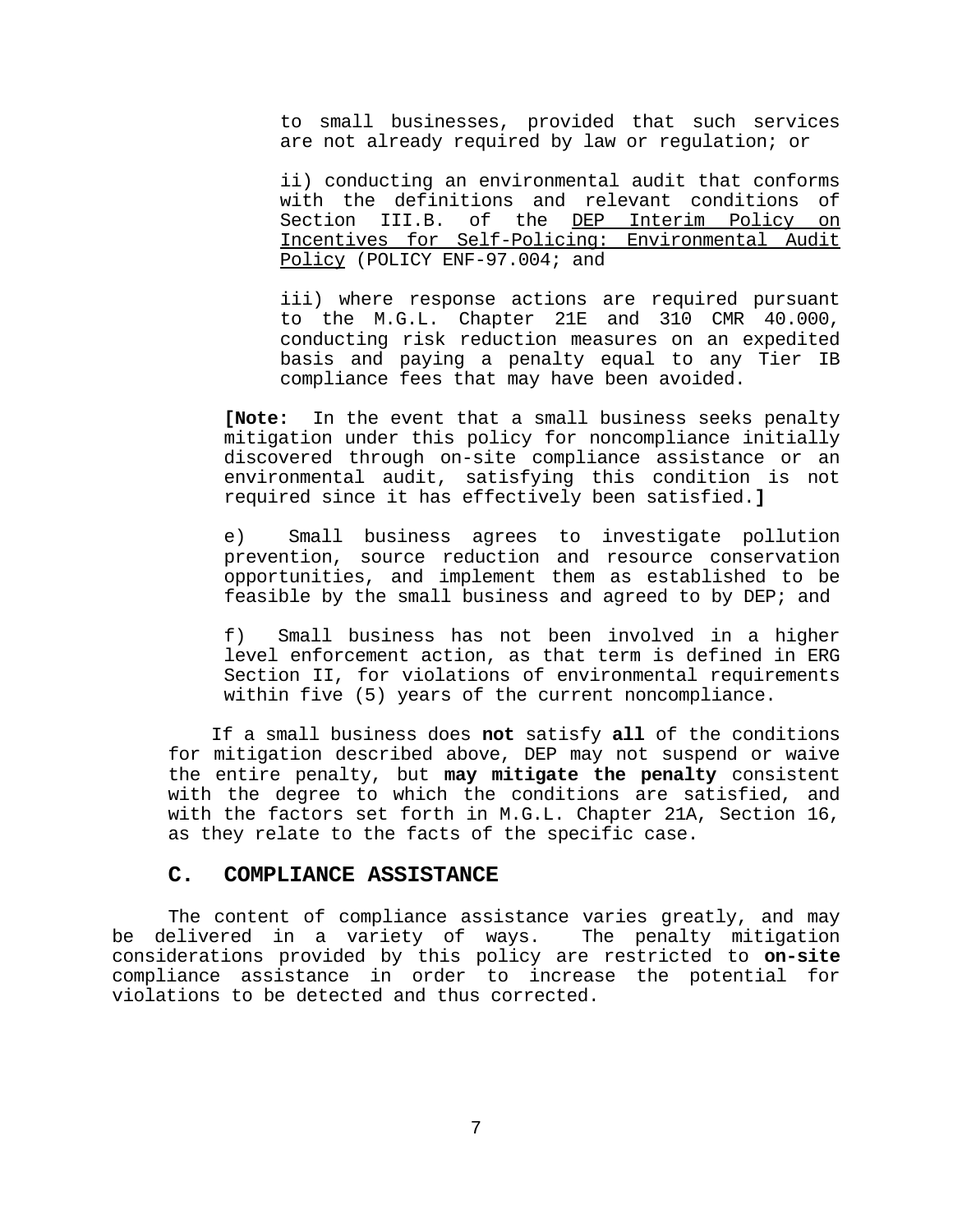to small businesses, provided that such services are not already required by law or regulation; or

ii) conducting an environmental audit that conforms with the definitions and relevant conditions of Section III.B. of the DEP Interim Policy on Incentives for Self-Policing: Environmental Audit Policy (POLICY ENF-97.004; and

iii) where response actions are required pursuant to the M.G.L. Chapter 21E and 310 CMR 40.000, conducting risk reduction measures on an expedited basis and paying a penalty equal to any Tier IB compliance fees that may have been avoided.

**[Note:** In the event that a small business seeks penalty mitigation under this policy for noncompliance initially discovered through on-site compliance assistance or an environmental audit, satisfying this condition is not required since it has effectively been satisfied.**]**

e) Small business agrees to investigate pollution prevention, source reduction and resource conservation opportunities, and implement them as established to be feasible by the small business and agreed to by DEP; and

f) Small business has not been involved in a higher level enforcement action, as that term is defined in ERG Section II, for violations of environmental requirements within five (5) years of the current noncompliance.

If a small business does **not** satisfy **all** of the conditions for mitigation described above, DEP may not suspend or waive the entire penalty, but **may mitigate the penalty** consistent with the degree to which the conditions are satisfied, and with the factors set forth in M.G.L. Chapter 21A, Section 16, as they relate to the facts of the specific case.

## C. COMPLIANCE ASSISTANCE

The content of compliance assistance varies greatly, and may be delivered in a variety of ways. The penalty mitigation considerations provided by this policy are restricted to **on-site** compliance assistance in order to increase the potential for violations to be detected and thus corrected.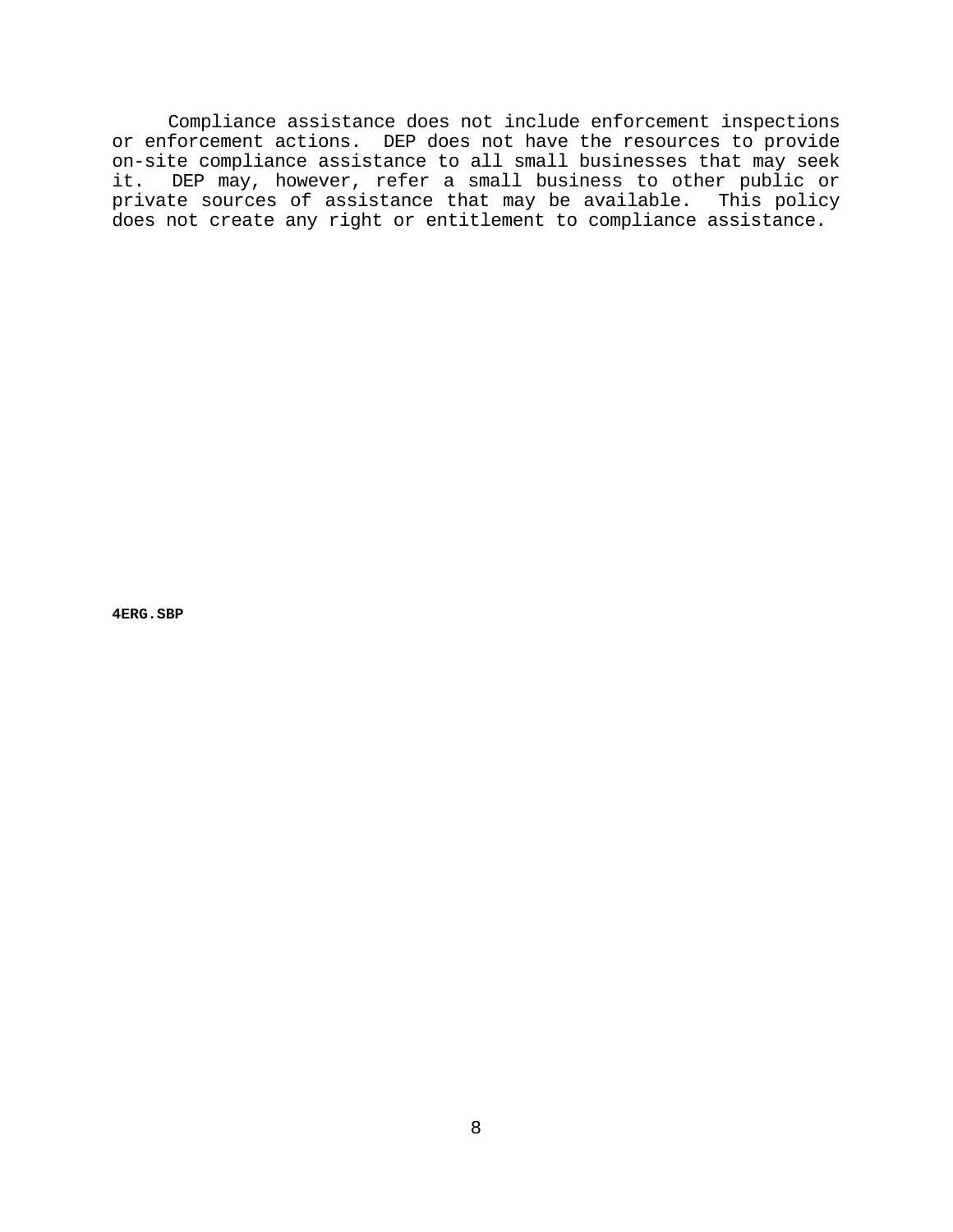Compliance assistance does not include enforcement inspections or enforcement actions. DEP does not have the resources to provide on-site compliance assistance to all small businesses that may seek it. DEP may, however, refer a small business to other public or private sources of assistance that may be available. This policy does not create any right or entitlement to compliance assistance.

**4ERG.SBP**